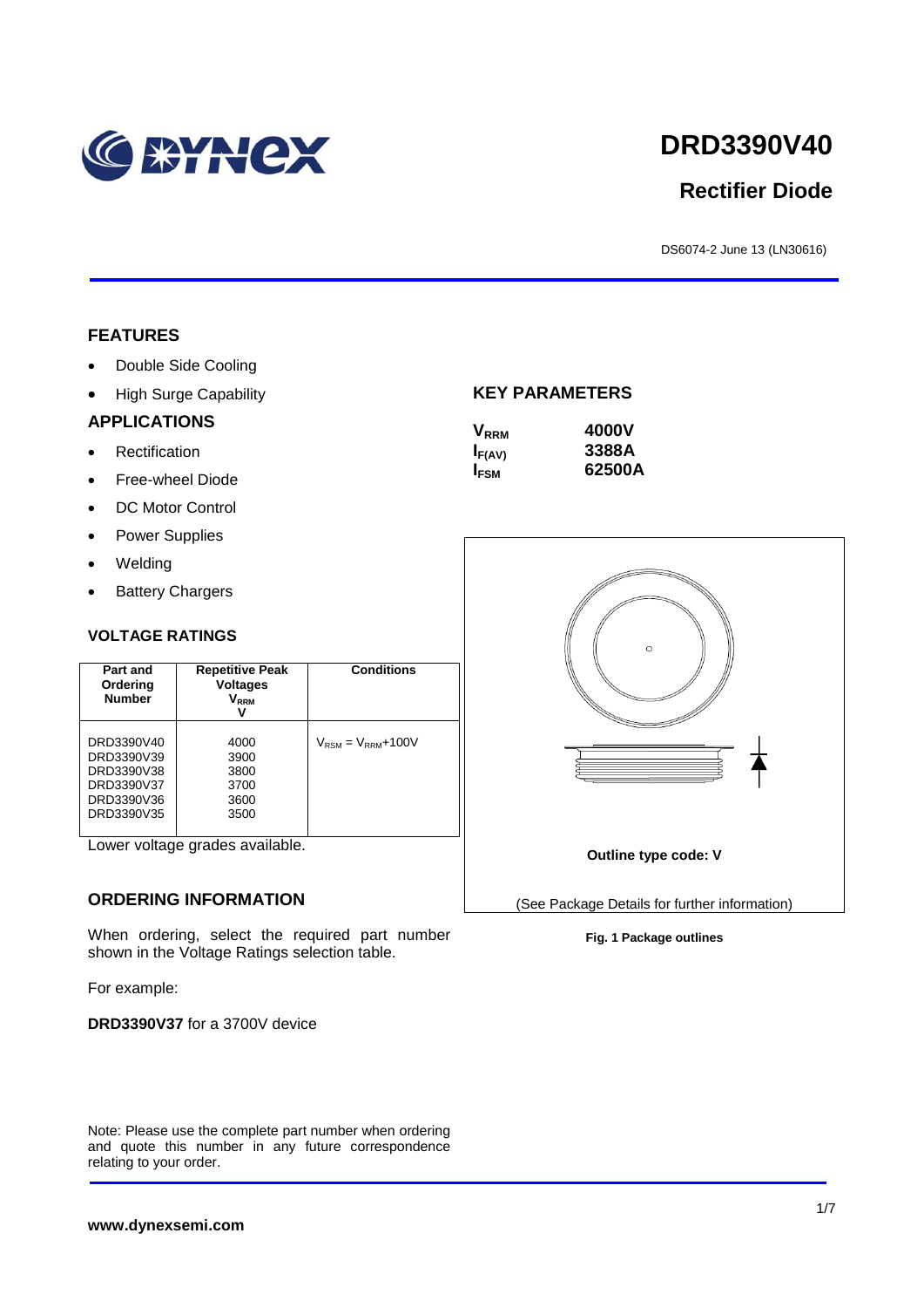# DRD3390V40

## Rectifier Diode

DS6074-2 June 13 (LN30616)

### FEATURES

- Double Side Cooling
- High Surge Capability

### APPLICATIONS

- Rectification
- Free-wheel Diode
- DC Motor Control
- Power Supplies
- Welding
- Battery Chargers

### KEY PARAMETERS

| | |
|---|---|
| $V_{RRM}$ | **4000V** |
| $I_{F(AV)}$ | **3388A** |
| $I_{FSM}$ | **62500A** |

### VOLTAGE RATINGS

| Part and Ordering Number | Repetitive Peak Voltages $V_{RRM}$ V | Conditions |
|---|---|---|
| DRD3390V40<br>DRD3390V39<br>DRD3390V38<br>DRD3390V37<br>DRD3390V36<br>DRD3390V35 | 4000<br>3900<br>3800<br>3700<br>3600<br>3500 | $V_{RSM} = V_{RRM}$+100V |

Lower voltage grades available.

**Outline type code: V**

(See Package Details for further information)

**Fig. 1 Package outlines**

### ORDERING INFORMATION

When ordering, select the required part number shown in the Voltage Ratings selection table.

For example:

**DRD3390V37** for a 3700V device

Note: Please use the complete part number when ordering and quote this number in any future correspondence relating to your order.

**www.dynexsemi.com**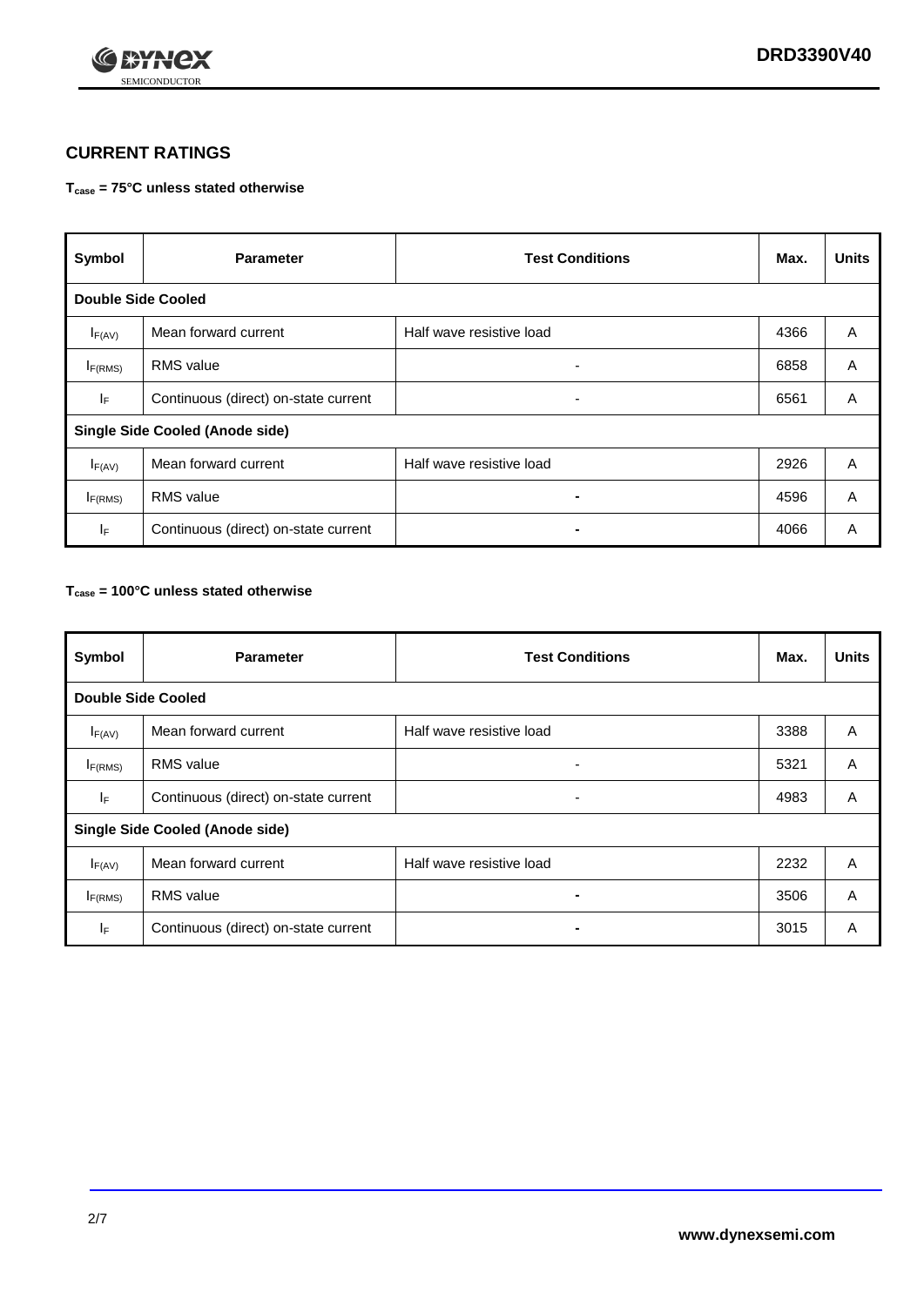## CURRENT RATINGS

**$T_{case}$ = 75°C unless stated otherwise**

| Symbol | Parameter | Test Conditions | Max. | Units |
|---|---|---|---|---|
| **Double Side Cooled** | | | | |
| $I_{F(AV)}$ | Mean forward current | Half wave resistive load | 4366 | A |
| $I_{F(RMS)}$ | RMS value | - | 6858 | A |
| $I_F$ | Continuous (direct) on-state current | - | 6561 | A |
| **Single Side Cooled (Anode side)** | | | | |
| $I_{F(AV)}$ | Mean forward current | Half wave resistive load | 2926 | A |
| $I_{F(RMS)}$ | RMS value | - | 4596 | A |
| $I_F$ | Continuous (direct) on-state current | - | 4066 | A |

**$T_{case}$ = 100°C unless stated otherwise**

| Symbol | Parameter | Test Conditions | Max. | Units |
|---|---|---|---|---|
| **Double Side Cooled** | | | | |
| $I_{F(AV)}$ | Mean forward current | Half wave resistive load | 3388 | A |
| $I_{F(RMS)}$ | RMS value | - | 5321 | A |
| $I_F$ | Continuous (direct) on-state current | - | 4983 | A |
| **Single Side Cooled (Anode side)** | | | | |
| $I_{F(AV)}$ | Mean forward current | Half wave resistive load | 2232 | A |
| $I_{F(RMS)}$ | RMS value | - | 3506 | A |
| $I_F$ | Continuous (direct) on-state current | - | 3015 | A |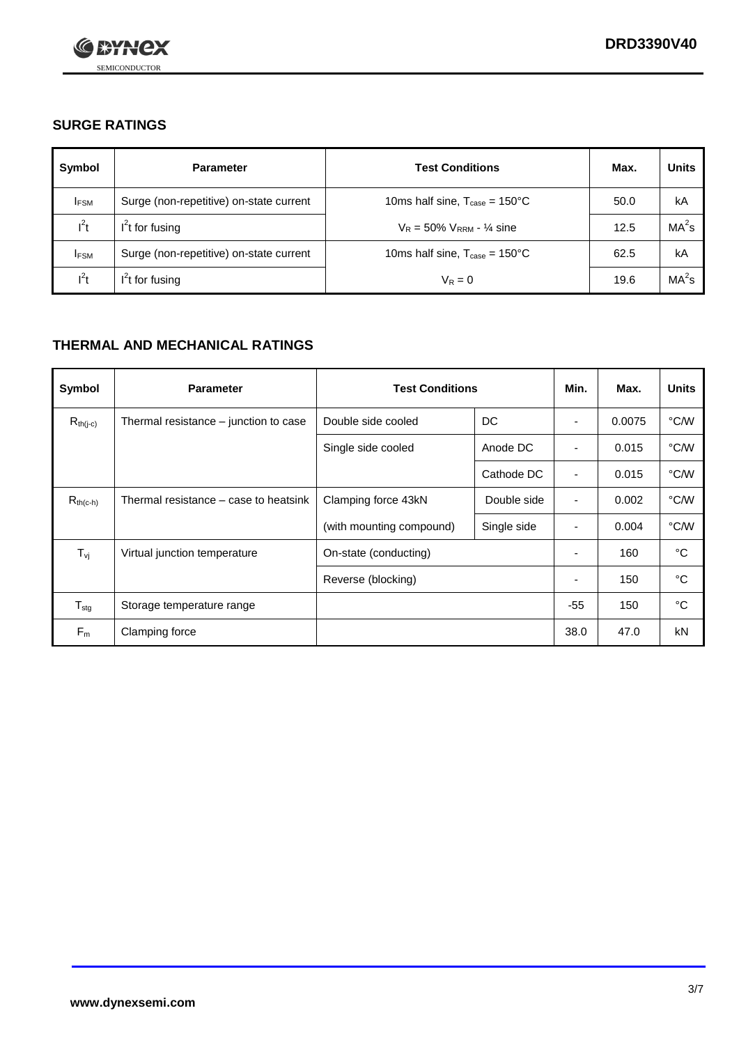## SURGE RATINGS

| Symbol | Parameter | Test Conditions | Max. | Units |
|---|---|---|---|---|
| $I_{FSM}$ | Surge (non-repetitive) on-state current | 10ms half sine, $T_{case}$ = 150°C | 50.0 | kA |
| $I^2t$ | $I^2t$ for fusing | $V_R$ = 50% $V_{RRM}$ - ¼ sine | 12.5 | $MA^2s$ |
| $I_{FSM}$ | Surge (non-repetitive) on-state current | 10ms half sine, $T_{case}$ = 150°C | 62.5 | kA |
| $I^2t$ | $I^2t$ for fusing | $V_R$ = 0 | 19.6 | $MA^2s$ |

## THERMAL AND MECHANICAL RATINGS

| Symbol | Parameter | Test Conditions | | Min. | Max. | Units |
|---|---|---|---|---|---|---|
| $R_{th(j-c)}$ | Thermal resistance – junction to case | Double side cooled | DC | - | 0.0075 | °C/W |
| | | Single side cooled | Anode DC | - | 0.015 | °C/W |
| | | | Cathode DC | - | 0.015 | °C/W |
| $R_{th(c-h)}$ | Thermal resistance – case to heatsink | Clamping force 43kN | Double side | - | 0.002 | °C/W |
| | | (with mounting compound) | Single side | - | 0.004 | °C/W |
| $T_{vj}$ | Virtual junction temperature | On-state (conducting) | | - | 160 | °C |
| | | Reverse (blocking) | | - | 150 | °C |
| $T_{stg}$ | Storage temperature range | | | -55 | 150 | °C |
| $F_m$ | Clamping force | | | 38.0 | 47.0 | kN |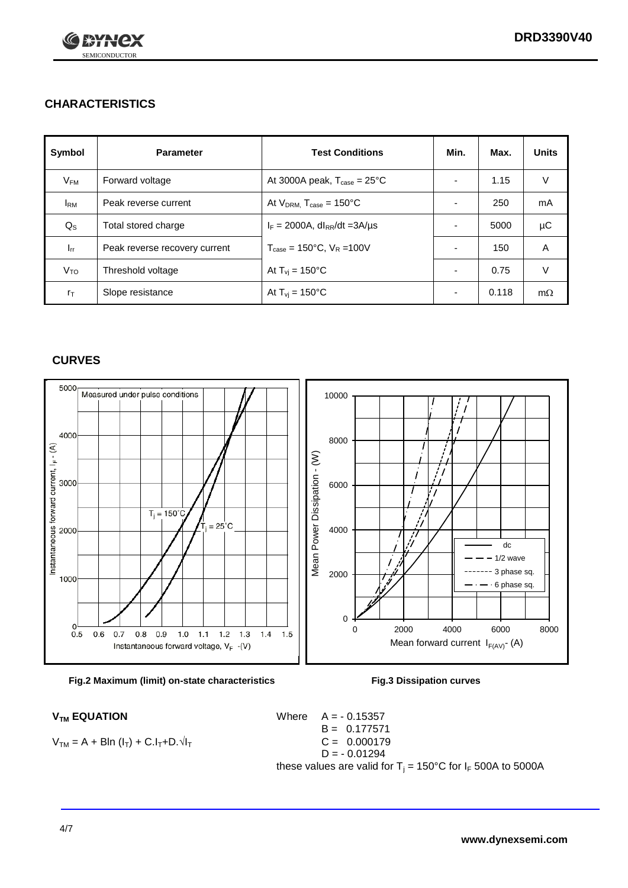## CHARACTERISTICS

| Symbol | Parameter | Test Conditions | Min. | Max. | Units |
|---|---|---|---|---|---|
| $V_{FM}$ | Forward voltage | At 3000A peak, $T_{case}$ = 25°C | - | 1.15 | V |
| $I_{RM}$ | Peak reverse current | At $V_{DRM,}$ $T_{case}$ = 150°C | - | 250 | mA |
| $Q_S$ | Total stored charge | $I_F$ = 2000A, $dI_{RR}/dt$ =3A/µs | - | 5000 | µC |
| $I_{rr}$ | Peak reverse recovery current | $T_{case}$ = 150°C, $V_R$ =100V | - | 150 | A |
| $V_{TO}$ | Threshold voltage | At $T_{vj}$ = 150°C | - | 0.75 | V |
| $r_T$ | Slope resistance | At $T_{vj}$ = 150°C | - | 0.118 | mΩ |

## CURVES

Fig.2 Maximum (limit) on-state characteristics

Fig.3 Dissipation curves

### $V_{TM}$ EQUATION

$$V_{TM} = A + B\ln(I_T) + C.I_T + D.\sqrt{I_T}$$

Where
- A = - 0.15357
- B = 0.177571
- C = 0.000179
- D = - 0.01294

these values are valid for $T_j$ = 150°C for $I_F$ 500A to 5000A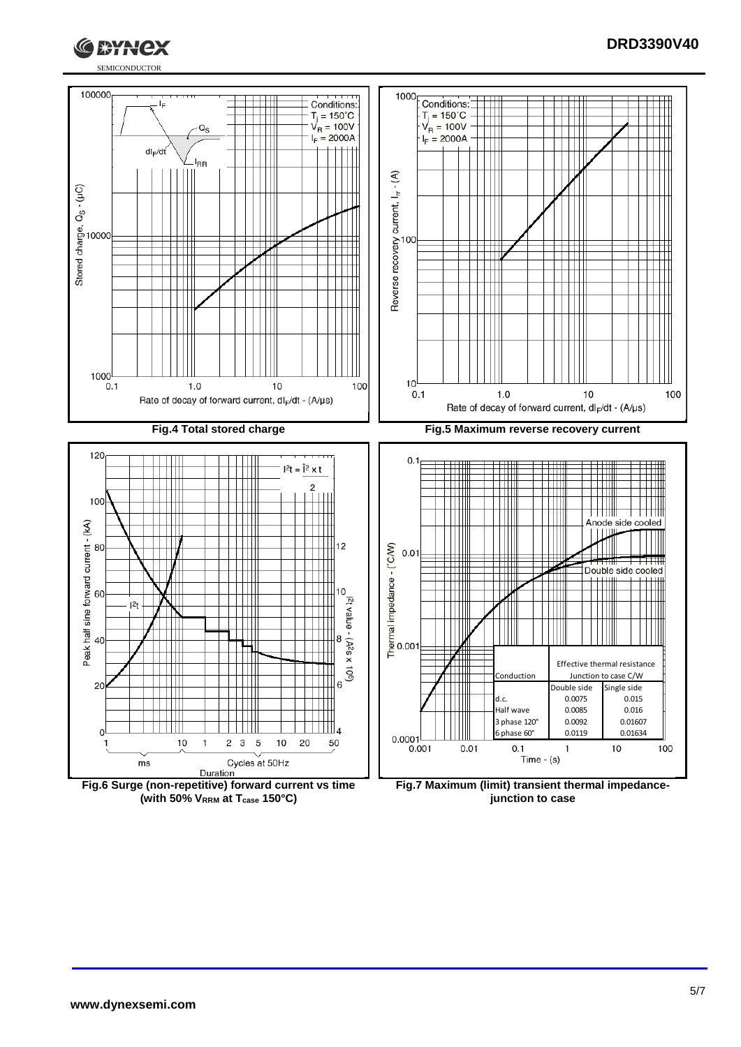**Fig.4 Total stored charge**

**Fig.5 Maximum reverse recovery current**

**Fig.6 Surge (non-repetitive) forward current vs time (with 50% $V_{RRM}$ at $T_{case}$ 150°C)**

| Conduction | Effective thermal resistance Junction to case C/W | |
|---|---|---|
| | Double side | Single side |
| d.c. | 0.0075 | 0.015 |
| Half wave | 0.0085 | 0.016 |
| 3 phase 120° | 0.0092 | 0.01607 |
| 6 phase 60° | 0.0119 | 0.01634 |

**Fig.7 Maximum (limit) transient thermal impedance-junction to case**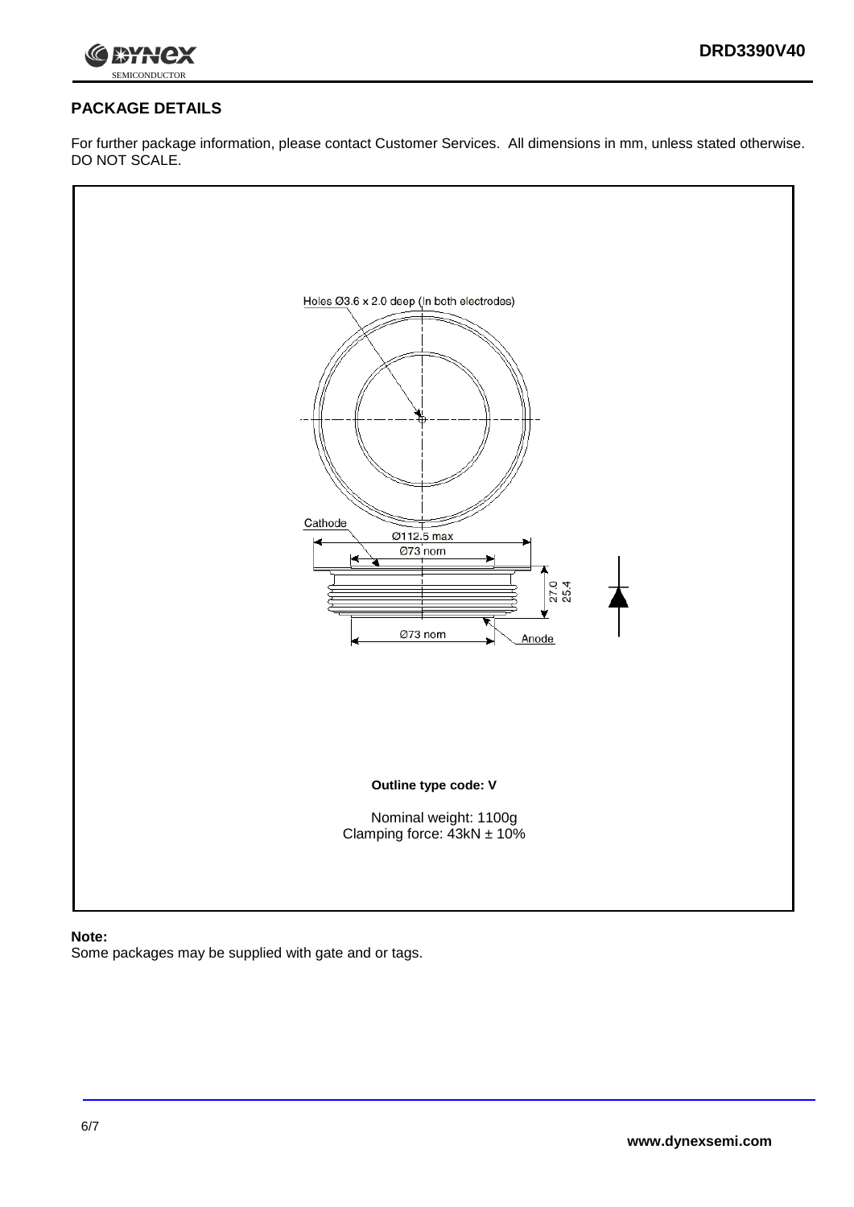## PACKAGE DETAILS

For further package information, please contact Customer Services. All dimensions in mm, unless stated otherwise. DO NOT SCALE.

Holes Ø3.6 x 2.0 deep (In both electrodes)

Cathode

Ø112.5 max

Ø73 nom

27.0
25.4

Ø73 nom

Anode

**Outline type code: V**

Nominal weight: 1100g
Clamping force: 43kN ± 10%

**Note:**
Some packages may be supplied with gate and or tags.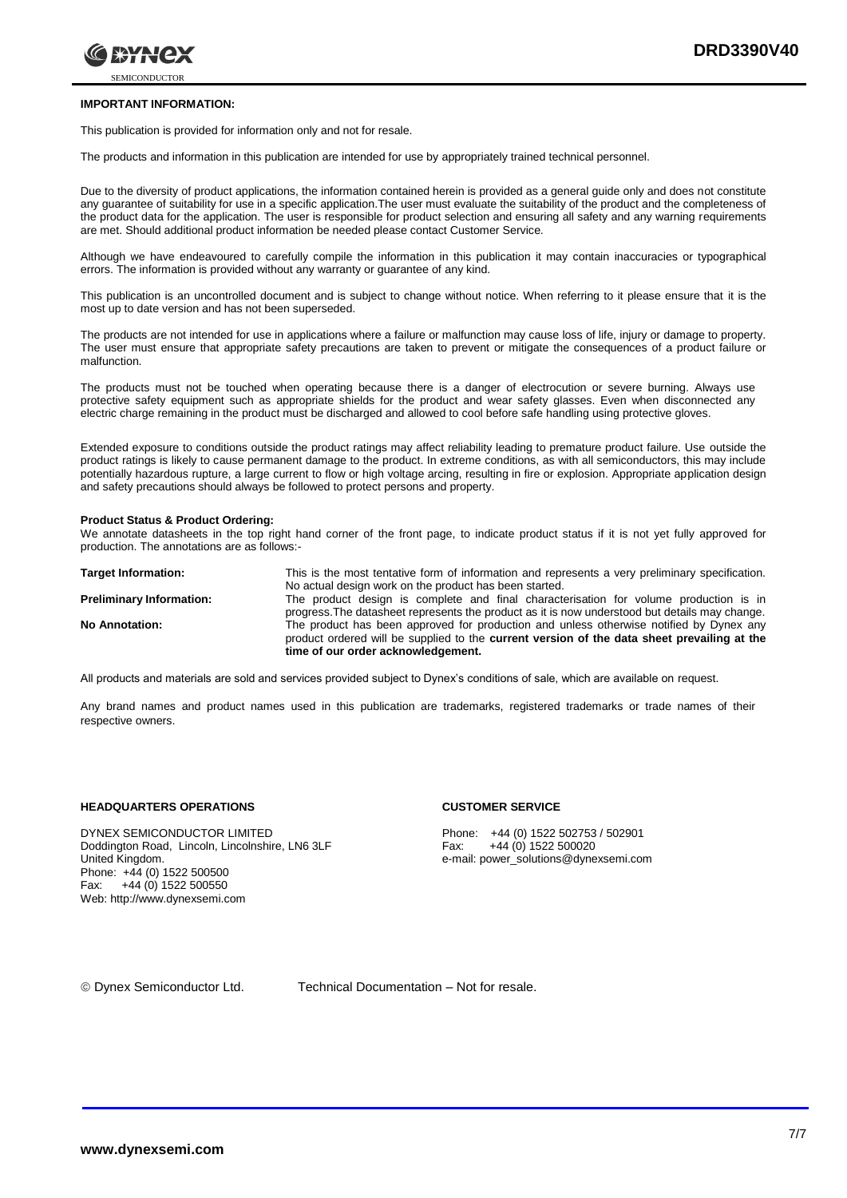**IMPORTANT INFORMATION:**

This publication is provided for information only and not for resale.

The products and information in this publication are intended for use by appropriately trained technical personnel.

Due to the diversity of product applications, the information contained herein is provided as a general guide only and does not constitute any guarantee of suitability for use in a specific application.The user must evaluate the suitability of the product and the completeness of the product data for the application. The user is responsible for product selection and ensuring all safety and any warning requirements are met. Should additional product information be needed please contact Customer Service.

Although we have endeavoured to carefully compile the information in this publication it may contain inaccuracies or typographical errors. The information is provided without any warranty or guarantee of any kind.

This publication is an uncontrolled document and is subject to change without notice. When referring to it please ensure that it is the most up to date version and has not been superseded.

The products are not intended for use in applications where a failure or malfunction may cause loss of life, injury or damage to property. The user must ensure that appropriate safety precautions are taken to prevent or mitigate the consequences of a product failure or malfunction.

The products must not be touched when operating because there is a danger of electrocution or severe burning. Always use protective safety equipment such as appropriate shields for the product and wear safety glasses. Even when disconnected any electric charge remaining in the product must be discharged and allowed to cool before safe handling using protective gloves.

Extended exposure to conditions outside the product ratings may affect reliability leading to premature product failure. Use outside the product ratings is likely to cause permanent damage to the product. In extreme conditions, as with all semiconductors, this may include potentially hazardous rupture, a large current to flow or high voltage arcing, resulting in fire or explosion. Appropriate application design and safety precautions should always be followed to protect persons and property.

**Product Status & Product Ordering:**

We annotate datasheets in the top right hand corner of the front page, to indicate product status if it is not yet fully approved for production. The annotations are as follows:-

| | |
|---|---|
| **Target Information:** | This is the most tentative form of information and represents a very preliminary specification. No actual design work on the product has been started. |
| **Preliminary Information:** | The product design is complete and final characterisation for volume production is in progress.The datasheet represents the product as it is now understood but details may change. |
| **No Annotation:** | The product has been approved for production and unless otherwise notified by Dynex any product ordered will be supplied to the **current version of the data sheet prevailing at the time of our order acknowledgement.** |

All products and materials are sold and services provided subject to Dynex's conditions of sale, which are available on request.

Any brand names and product names used in this publication are trademarks, registered trademarks or trade names of their respective owners.

**HEADQUARTERS OPERATIONS**

DYNEX SEMICONDUCTOR LIMITED
Doddington Road, Lincoln, Lincolnshire, LN6 3LF
United Kingdom.
Phone: +44 (0) 1522 500500
Fax: +44 (0) 1522 500550
Web: http://www.dynexsemi.com

**CUSTOMER SERVICE**

Phone: +44 (0) 1522 502753 / 502901
Fax: +44 (0) 1522 500020
e-mail: power_solutions@dynexsemi.com

© Dynex Semiconductor Ltd. Technical Documentation – Not for resale.